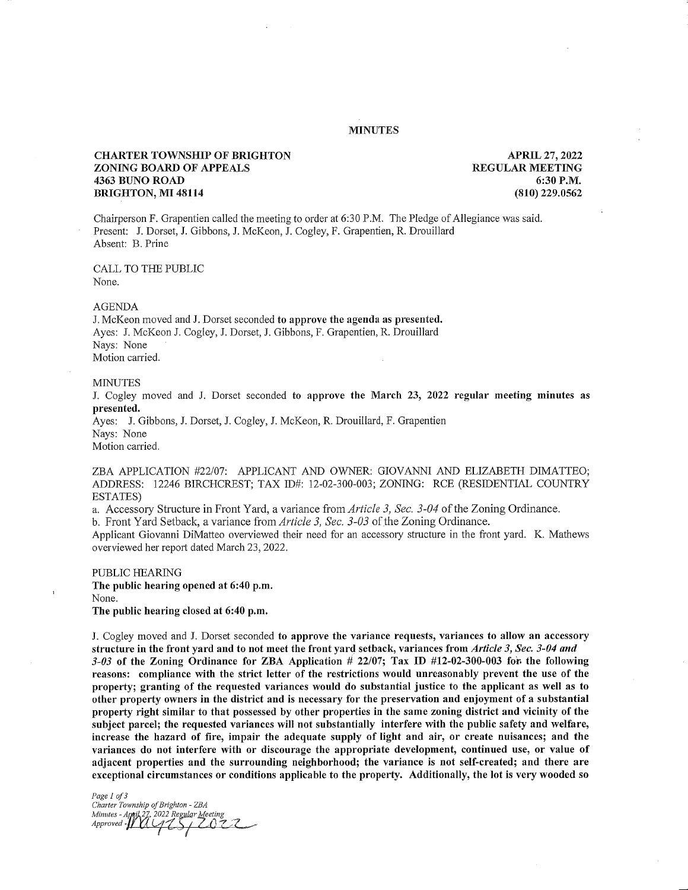# MINUTES

**CHARTER TOWNSHIP OF BRIGHTON**
**ZONING BOARD OF APPEALS**
**4363 BUNO ROAD**
**BRIGHTON, MI 48114**

**APRIL 27, 2022**
**REGULAR MEETING**
**6:30 P.M.**
**(810) 229.0562**

Chairperson F. Grapentien called the meeting to order at 6:30 P.M. The Pledge of Allegiance was said.
Present: J. Dorset, J. Gibbons, J. McKeon, J. Cogley, F. Grapentien, R. Drouillard
Absent: B. Prine

CALL TO THE PUBLIC
None.

AGENDA
J. McKeon moved and J. Dorset seconded **to approve the agenda as presented.**
Ayes: J. McKeon J. Cogley, J. Dorset, J. Gibbons, F. Grapentien, R. Drouillard
Nays: None
Motion carried.

MINUTES
J. Cogley moved and J. Dorset seconded **to approve the March 23, 2022 regular meeting minutes as presented.**
Ayes: J. Gibbons, J. Dorset, J. Cogley, J. McKeon, R. Drouillard, F. Grapentien
Nays: None
Motion carried.

ZBA APPLICATION #22/07: APPLICANT AND OWNER: GIOVANNI AND ELIZABETH DIMATTEO; ADDRESS: 12246 BIRCHCREST; TAX ID#: 12-02-300-003; ZONING: RCE (RESIDENTIAL COUNTRY ESTATES)

a. Accessory Structure in Front Yard, a variance from *Article 3, Sec. 3-04* of the Zoning Ordinance.
b. Front Yard Setback, a variance from *Article 3, Sec. 3-03* of the Zoning Ordinance.

Applicant Giovanni DiMatteo overviewed their need for an accessory structure in the front yard. K. Mathews overviewed her report dated March 23, 2022.

PUBLIC HEARING
**The public hearing opened at 6:40 p.m.**
None.
**The public hearing closed at 6:40 p.m.**

J. Cogley moved and J. Dorset seconded **to approve the variance requests, variances to allow an accessory structure in the front yard and to not meet the front yard setback, variances from *Article 3, Sec. 3-04 and 3-03* of the Zoning Ordinance for ZBA Application # 22/07; Tax ID #12-02-300-003 for the following reasons: compliance with the strict letter of the restrictions would unreasonably prevent the use of the property; granting of the requested variances would do substantial justice to the applicant as well as to other property owners in the district and is necessary for the preservation and enjoyment of a substantial property right similar to that possessed by other properties in the same zoning district and vicinity of the subject parcel; the requested variances will not substantially interfere with the public safety and welfare, increase the hazard of fire, impair the adequate supply of light and air, or create nuisances; and the variances do not interfere with or discourage the appropriate development, continued use, or value of adjacent properties and the surrounding neighborhood; the variance is not self-created; and there are exceptional circumstances or conditions applicable to the property. Additionally, the lot is very wooded so**

*Charter Township of Brighton - ZBA*
*Minutes - April 27, 2022 Regular Meeting*
*Approved - May 25, 2022*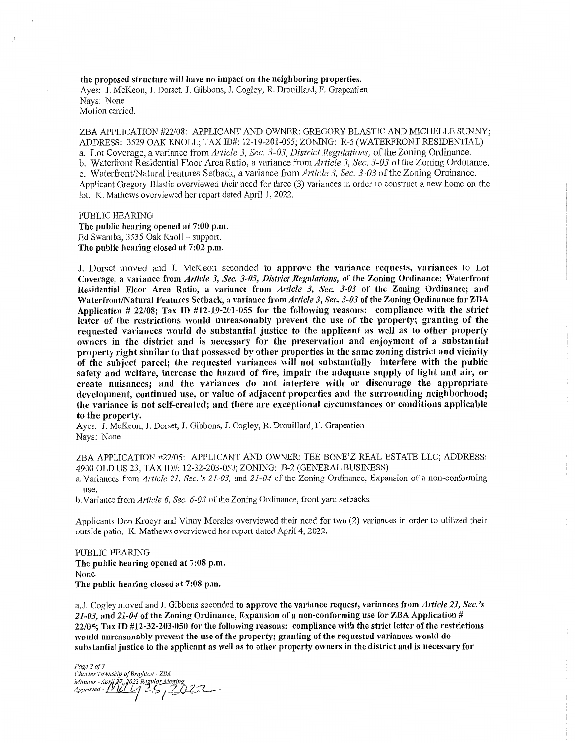**the proposed structure will have no impact on the neighboring properties.**
Ayes: J. McKeon, J. Dorset, J. Gibbons, J. Cogley, R. Drouillard, F. Grapentien
Nays: None
Motion carried.

ZBA APPLICATION #22/08: APPLICANT AND OWNER: GREGORY BLASTIC AND MICHELLE SUNNY; ADDRESS: 3529 OAK KNOLL; TAX ID#: 12-19-201-055; ZONING: R-5 (WATERFRONT RESIDENTIAL)

a. Lot Coverage, a variance from *Article 3, Sec. 3-03, District Regulations,* of the Zoning Ordinance.
b. Waterfront Residential Floor Area Ratio, a variance from *Article 3, Sec. 3-03* of the Zoning Ordinance.
c. Waterfront/Natural Features Setback, a variance from *Article 3, Sec. 3-03* of the Zoning Ordinance.

Applicant Gregory Blastic overviewed their need for three (3) variances in order to construct a new home on the lot. K. Mathews overviewed her report dated April 1, 2022.

PUBLIC HEARING
**The public hearing opened at 7:00 p.m.**
Ed Swamba, 3535 Oak Knoll – support.
**The public hearing closed at 7:02 p.m.**

J. Dorset moved and J. McKeon seconded to **approve the variance requests, variances to Lot Coverage, a variance from *Article 3, Sec. 3-03, District Regulations,* of the Zoning Ordinance; Waterfront Residential Floor Area Ratio, a variance from *Article 3, Sec. 3-03* of the Zoning Ordinance; and Waterfront/Natural Features Setback, a variance from *Article 3, Sec. 3-03* of the Zoning Ordinance for ZBA Application # 22/08; Tax ID #12-19-201-055 for the following reasons: compliance with the strict letter of the restrictions would unreasonably prevent the use of the property; granting of the requested variances would do substantial justice to the applicant as well as to other property owners in the district and is necessary for the preservation and enjoyment of a substantial property right similar to that possessed by other properties in the same zoning district and vicinity of the subject parcel; the requested variances will not substantially interfere with the public safety and welfare, increase the hazard of fire, impair the adequate supply of light and air, or create nuisances; and the variances do not interfere with or discourage the appropriate development, continued use, or value of adjacent properties and the surrounding neighborhood; the variance is not self-created; and there are exceptional circumstances or conditions applicable to the property.**
Ayes: J. McKeon, J. Dorset, J. Gibbons, J. Cogley, R. Drouillard, F. Grapentien
Nays: None

ZBA APPLICATION #22/05: APPLICANT AND OWNER: TEE BONE'Z REAL ESTATE LLC; ADDRESS: 4900 OLD US 23; TAX ID#: 12-32-203-050; ZONING: B-2 (GENERAL BUSINESS)

a. Variances from *Article 21, Sec.'s 21-03,* and *21-04* of the Zoning Ordinance, Expansion of a non-conforming use.
b. Variance from *Article 6, Sec. 6-03* of the Zoning Ordinance, front yard setbacks.

Applicants Don Kroeyr and Vinny Morales overviewed their need for two (2) variances in order to utilized their outside patio. K. Mathews overviewed her report dated April 4, 2022.

PUBLIC HEARING
**The public hearing opened at 7:08 p.m.**
None.
**The public hearing closed at 7:08 p.m.**

a. J. Cogley moved and J. Gibbons seconded **to approve the variance request, variances from *Article 21, Sec.'s 21-03,* and *21-04* of the Zoning Ordinance, Expansion of a non-conforming use for ZBA Application # 22/05; Tax ID #12-32-203-050 for the following reasons: compliance with the strict letter of the restrictions would unreasonably prevent the use of the property; granting of the requested variances would do substantial justice to the applicant as well as to other property owners in the district and is necessary for**

*Charter Township of Brighton - ZBA*
*Minutes - April 27, 2022 Regular Meeting*
*Approved - May 25, 2022*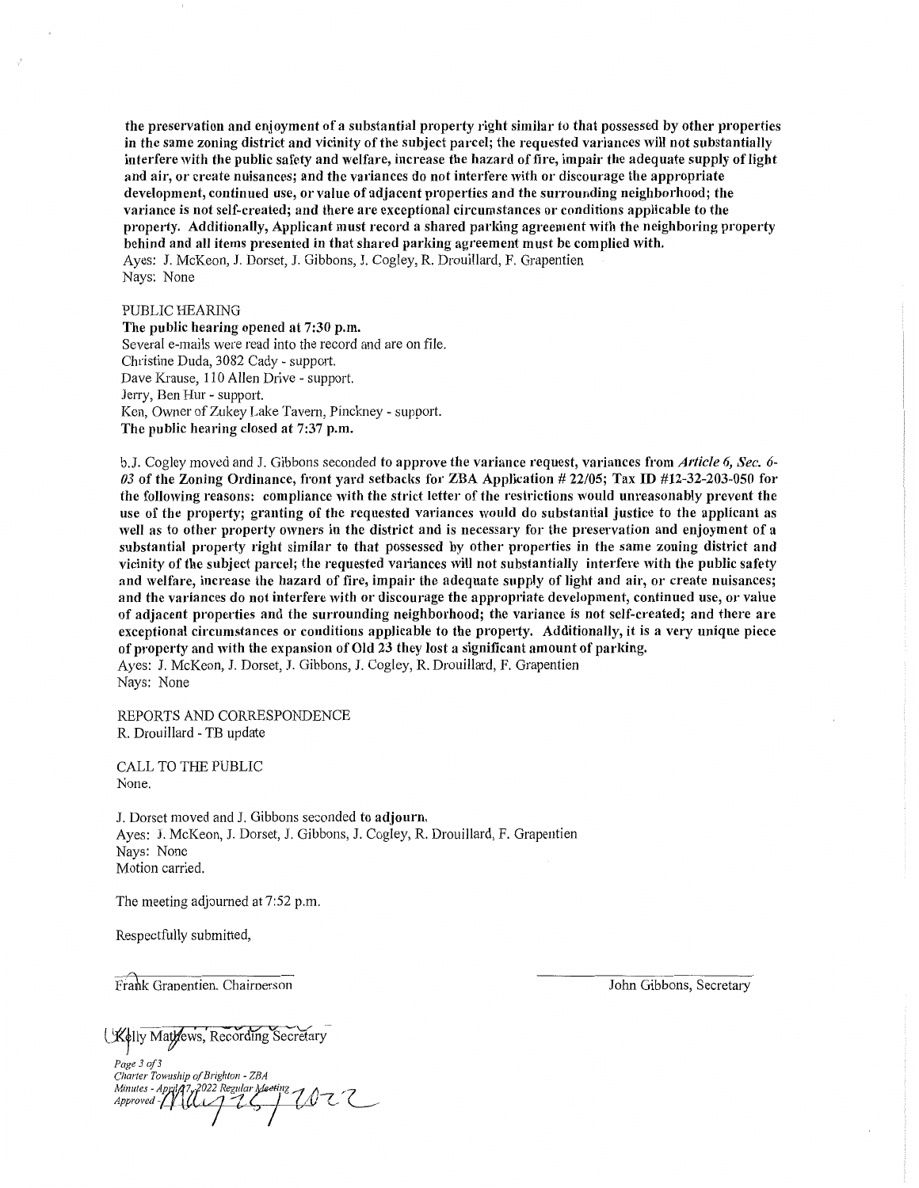**the preservation and enjoyment of a substantial property right similar to that possessed by other properties in the same zoning district and vicinity of the subject parcel; the requested variances will not substantially interfere with the public safety and welfare, increase the hazard of fire, impair the adequate supply of light and air, or create nuisances; and the variances do not interfere with or discourage the appropriate development, continued use, or value of adjacent properties and the surrounding neighborhood; the variance is not self-created; and there are exceptional circumstances or conditions applicable to the property. Additionally, Applicant must record a shared parking agreement with the neighboring property behind and all items presented in that shared parking agreement must be complied with.**
Ayes: J. McKeon, J. Dorset, J. Gibbons, J. Cogley, R. Drouillard, F. Grapentien
Nays: None

PUBLIC HEARING
**The public hearing opened at 7:30 p.m.**
Several e-mails were read into the record and are on file.
Christine Duda, 3082 Cady - support.
Dave Krause, 110 Allen Drive - support.
Jerry, Ben Hur - support.
Ken, Owner of Zukey Lake Tavern, Pinckney - support.
**The public hearing closed at 7:37 p.m.**

b.J. Cogley moved and J. Gibbons seconded **to approve the variance request, variances from *Article 6, Sec. 6-03* of the Zoning Ordinance, front yard setbacks for ZBA Application # 22/05; Tax ID #12-32-203-050 for the following reasons: compliance with the strict letter of the restrictions would unreasonably prevent the use of the property; granting of the requested variances would do substantial justice to the applicant as well as to other property owners in the district and is necessary for the preservation and enjoyment of a substantial property right similar to that possessed by other properties in the same zoning district and vicinity of the subject parcel; the requested variances will not substantially interfere with the public safety and welfare, increase the hazard of fire, impair the adequate supply of light and air, or create nuisances; and the variances do not interfere with or discourage the appropriate development, continued use, or value of adjacent properties and the surrounding neighborhood; the variance is not self-created; and there are exceptional circumstances or conditions applicable to the property. Additionally, it is a very unique piece of property and with the expansion of Old 23 they lost a significant amount of parking.**
Ayes: J. McKeon, J. Dorset, J. Gibbons, J. Cogley, R. Drouillard, F. Grapentien
Nays: None

REPORTS AND CORRESPONDENCE
R. Drouillard - TB update

CALL TO THE PUBLIC
None.

J. Dorset moved and J. Gibbons seconded **to adjourn.**
Ayes: J. McKeon, J. Dorset, J. Gibbons, J. Cogley, R. Drouillard, F. Grapentien
Nays: None
Motion carried.

The meeting adjourned at 7:52 p.m.

Respectfully submitted,

Frank Grapentien, Chairperson

John Gibbons, Secretary

Kelly Mathews, Recording Secretary

*Charter Township of Brighton - ZBA*
*Minutes - April 7, 2022 Regular Meeting*
*Approved -* May 26, 2022